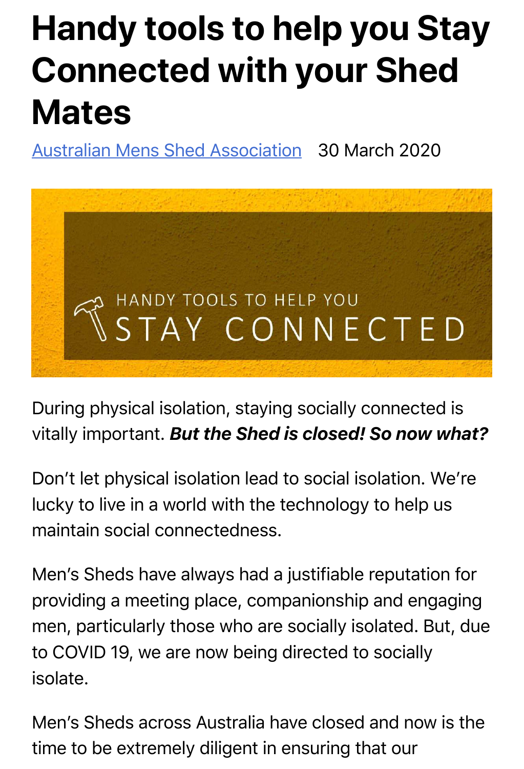# Handy tools to help you Stay Connected with your Shed Mates

[Australian Mens Shed Association](#) 30 March 2020

HANDY TOOLS TO HELP YOU STAY CONNECTED

During physical isolation, staying socially connected is vitally important. ***But the Shed is closed! So now what?***

Don't let physical isolation lead to social isolation. We're lucky to live in a world with the technology to help us maintain social connectedness.

Men's Sheds have always had a justifiable reputation for providing a meeting place, companionship and engaging men, particularly those who are socially isolated. But, due to COVID 19, we are now being directed to socially isolate.

Men's Sheds across Australia have closed and now is the time to be extremely diligent in ensuring that our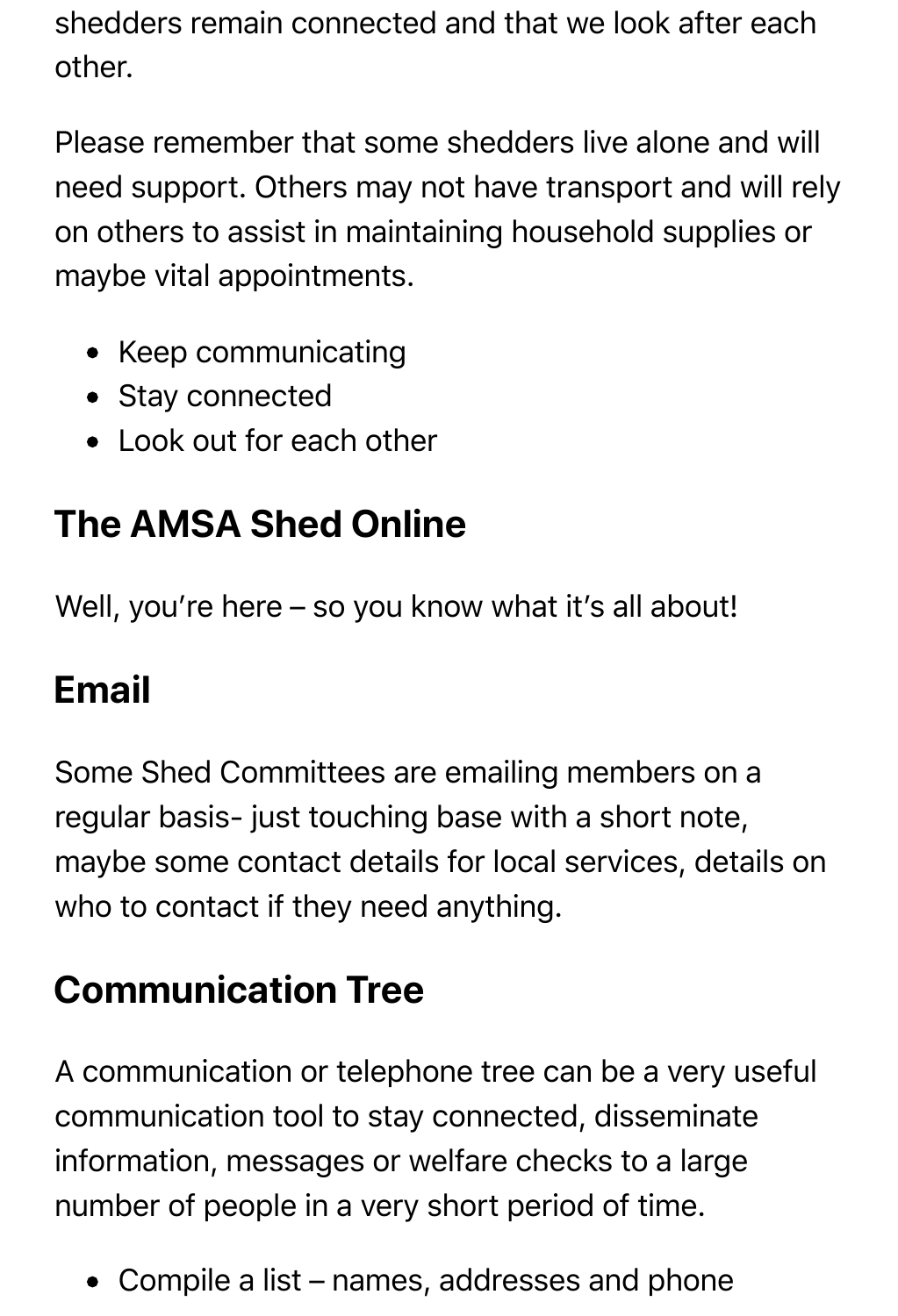shedders remain connected and that we look after each other.

Please remember that some shedders live alone and will need support. Others may not have transport and will rely on others to assist in maintaining household supplies or maybe vital appointments.

- Keep communicating
- Stay connected
- Look out for each other

## The AMSA Shed Online

Well, you're here – so you know what it's all about!

## Email

Some Shed Committees are emailing members on a regular basis- just touching base with a short note, maybe some contact details for local services, details on who to contact if they need anything.

## Communication Tree

A communication or telephone tree can be a very useful communication tool to stay connected, disseminate information, messages or welfare checks to a large number of people in a very short period of time.

- Compile a list – names, addresses and phone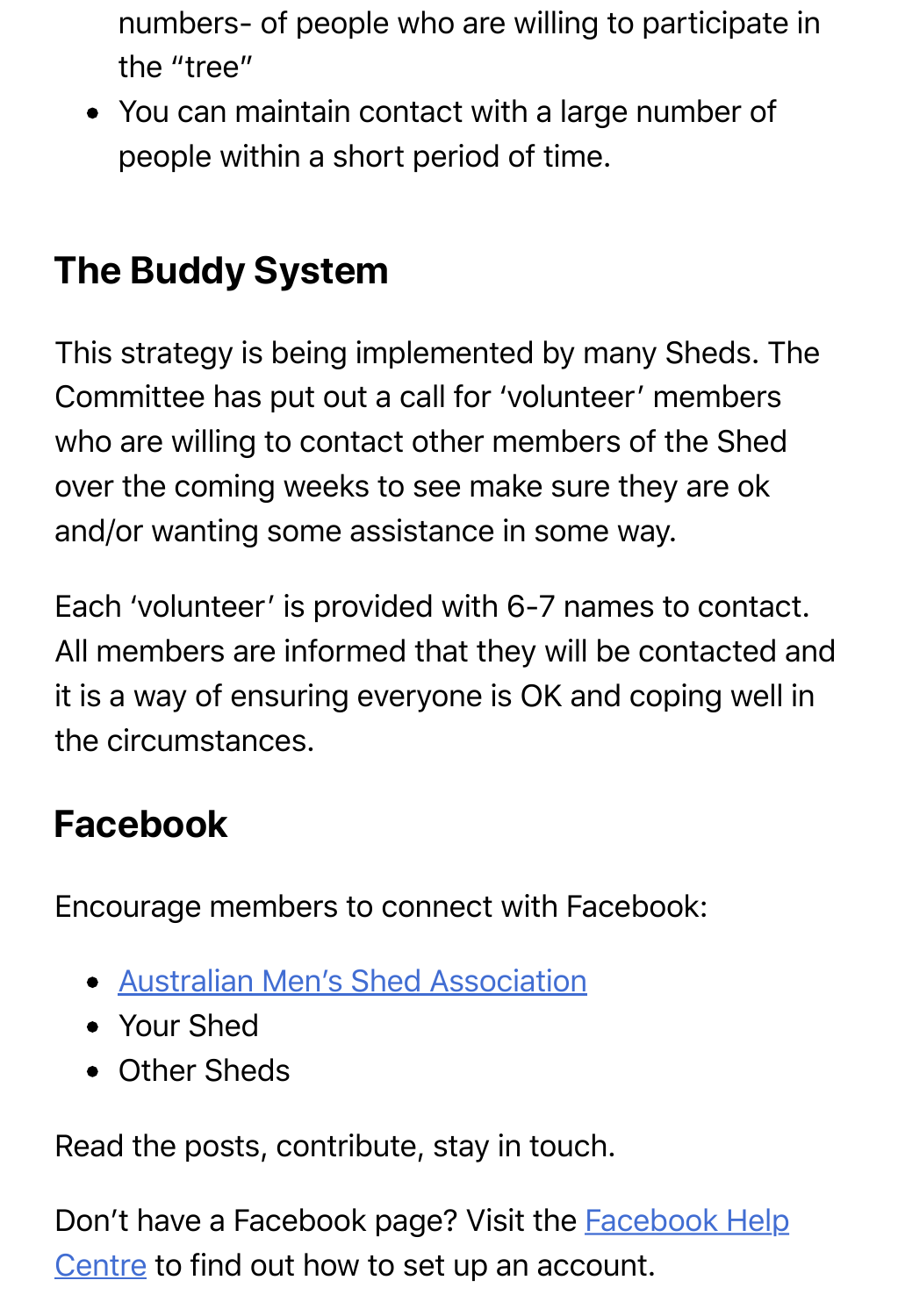numbers- of people who are willing to participate in the "tree"
- You can maintain contact with a large number of people within a short period of time.

## The Buddy System

This strategy is being implemented by many Sheds. The Committee has put out a call for 'volunteer' members who are willing to contact other members of the Shed over the coming weeks to see make sure they are ok and/or wanting some assistance in some way.

Each 'volunteer' is provided with 6-7 names to contact. All members are informed that they will be contacted and it is a way of ensuring everyone is OK and coping well in the circumstances.

## Facebook

Encourage members to connect with Facebook:

- Australian Men's Shed Association
- Your Shed
- Other Sheds

Read the posts, contribute, stay in touch.

Don't have a Facebook page? Visit the Facebook Help Centre to find out how to set up an account.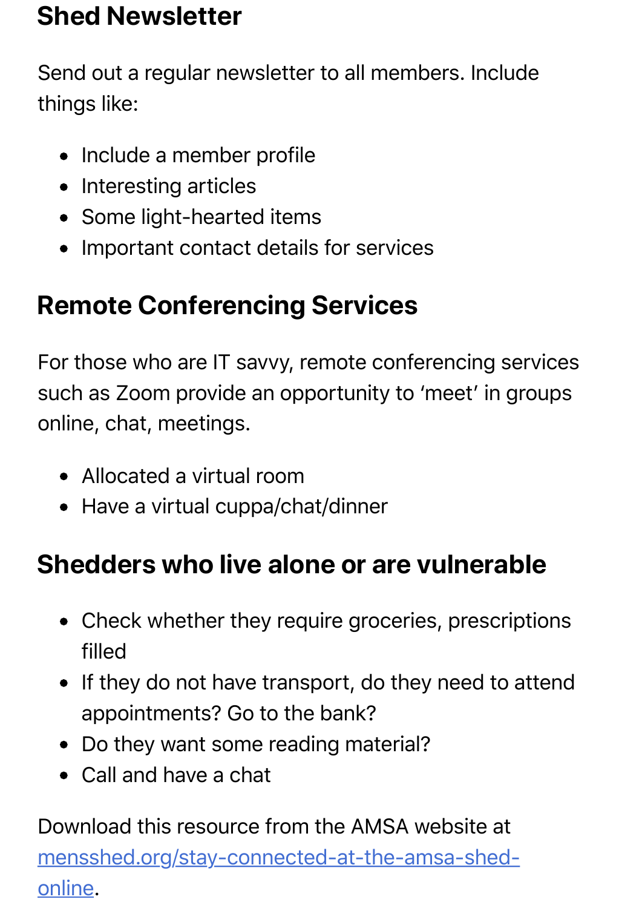## Shed Newsletter

Send out a regular newsletter to all members. Include things like:

- Include a member profile
- Interesting articles
- Some light-hearted items
- Important contact details for services

## Remote Conferencing Services

For those who are IT savvy, remote conferencing services such as Zoom provide an opportunity to 'meet' in groups online, chat, meetings.

- Allocated a virtual room
- Have a virtual cuppa/chat/dinner

## Shedders who live alone or are vulnerable

- Check whether they require groceries, prescriptions filled
- If they do not have transport, do they need to attend appointments? Go to the bank?
- Do they want some reading material?
- Call and have a chat

Download this resource from the AMSA website at [mensshed.org/stay-connected-at-the-amsa-shed-online](mensshed.org/stay-connected-at-the-amsa-shed-online).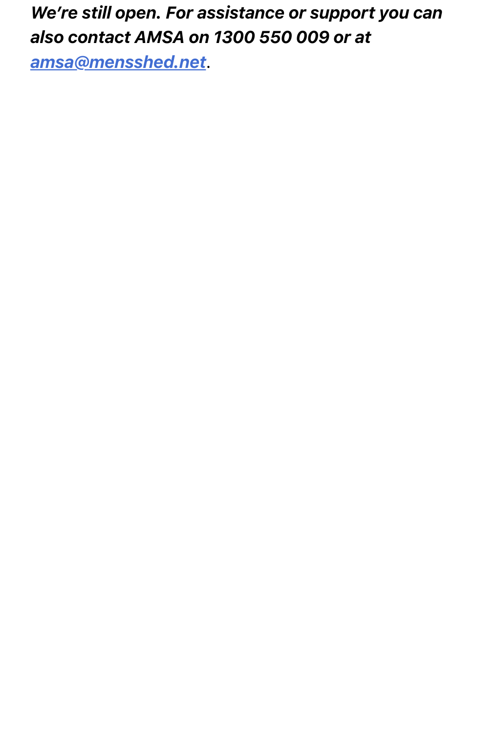***We’re still open. For assistance or support you can also contact AMSA on 1300 550 009 or at [amsa@mensshed.net](mailto:amsa@mensshed.net).***